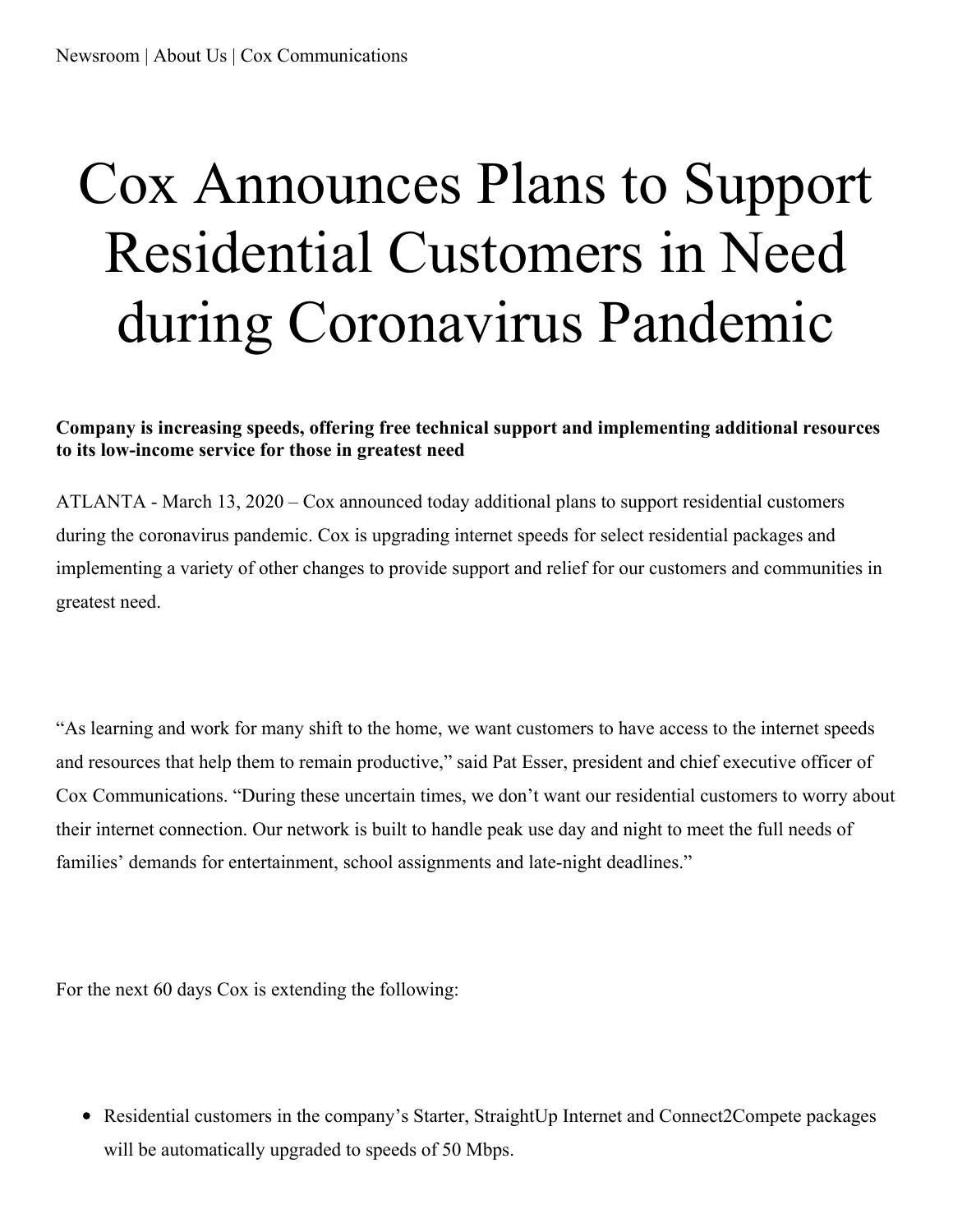Newsroom | About Us | Cox Communications

# Cox Announces Plans to Support Residential Customers in Need during Coronavirus Pandemic

**Company is increasing speeds, offering free technical support and implementing additional resources to its low-income service for those in greatest need**

ATLANTA - March 13, 2020 – Cox announced today additional plans to support residential customers during the coronavirus pandemic. Cox is upgrading internet speeds for select residential packages and implementing a variety of other changes to provide support and relief for our customers and communities in greatest need.

"As learning and work for many shift to the home, we want customers to have access to the internet speeds and resources that help them to remain productive," said Pat Esser, president and chief executive officer of Cox Communications. "During these uncertain times, we don't want our residential customers to worry about their internet connection. Our network is built to handle peak use day and night to meet the full needs of families' demands for entertainment, school assignments and late-night deadlines."

For the next 60 days Cox is extending the following:

- Residential customers in the company's Starter, StraightUp Internet and Connect2Compete packages will be automatically upgraded to speeds of 50 Mbps.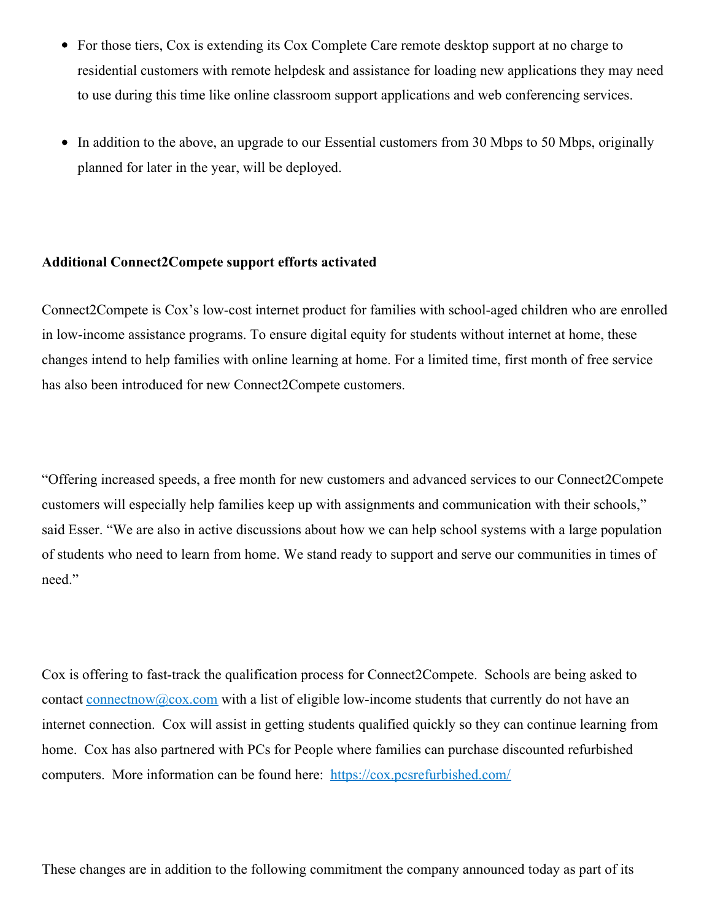- For those tiers, Cox is extending its Cox Complete Care remote desktop support at no charge to residential customers with remote helpdesk and assistance for loading new applications they may need to use during this time like online classroom support applications and web conferencing services.
- In addition to the above, an upgrade to our Essential customers from 30 Mbps to 50 Mbps, originally planned for later in the year, will be deployed.

**Additional Connect2Compete support efforts activated**

Connect2Compete is Cox's low-cost internet product for families with school-aged children who are enrolled in low-income assistance programs. To ensure digital equity for students without internet at home, these changes intend to help families with online learning at home. For a limited time, first month of free service has also been introduced for new Connect2Compete customers.

"Offering increased speeds, a free month for new customers and advanced services to our Connect2Compete customers will especially help families keep up with assignments and communication with their schools," said Esser. "We are also in active discussions about how we can help school systems with a large population of students who need to learn from home. We stand ready to support and serve our communities in times of need."

Cox is offering to fast-track the qualification process for Connect2Compete. Schools are being asked to contact [connectnow@cox.com](mailto:connectnow@cox.com) with a list of eligible low-income students that currently do not have an internet connection. Cox will assist in getting students qualified quickly so they can continue learning from home. Cox has also partnered with PCs for People where families can purchase discounted refurbished computers. More information can be found here: [https://cox.pcsrefurbished.com/](https://cox.pcsrefurbished.com/)

These changes are in addition to the following commitment the company announced today as part of its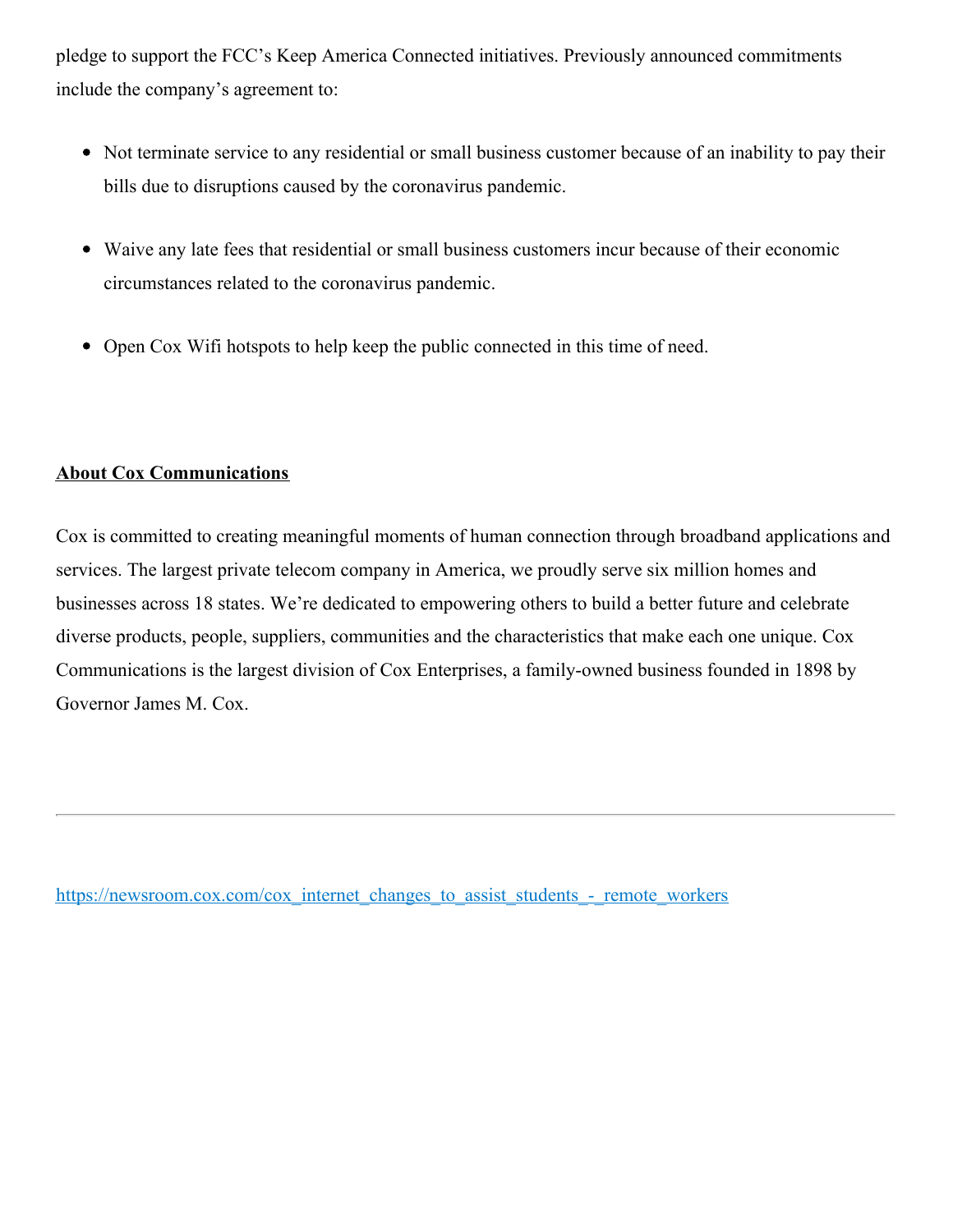pledge to support the FCC's Keep America Connected initiatives. Previously announced commitments include the company's agreement to:

- Not terminate service to any residential or small business customer because of an inability to pay their bills due to disruptions caused by the coronavirus pandemic.
- Waive any late fees that residential or small business customers incur because of their economic circumstances related to the coronavirus pandemic.
- Open Cox Wifi hotspots to help keep the public connected in this time of need.

**About Cox Communications**

Cox is committed to creating meaningful moments of human connection through broadband applications and services. The largest private telecom company in America, we proudly serve six million homes and businesses across 18 states. We're dedicated to empowering others to build a better future and celebrate diverse products, people, suppliers, communities and the characteristics that make each one unique. Cox Communications is the largest division of Cox Enterprises, a family-owned business founded in 1898 by Governor James M. Cox.

---

[https://newsroom.cox.com/cox_internet_changes_to_assist_students_-_remote_workers](https://newsroom.cox.com/cox_internet_changes_to_assist_students_-_remote_workers)